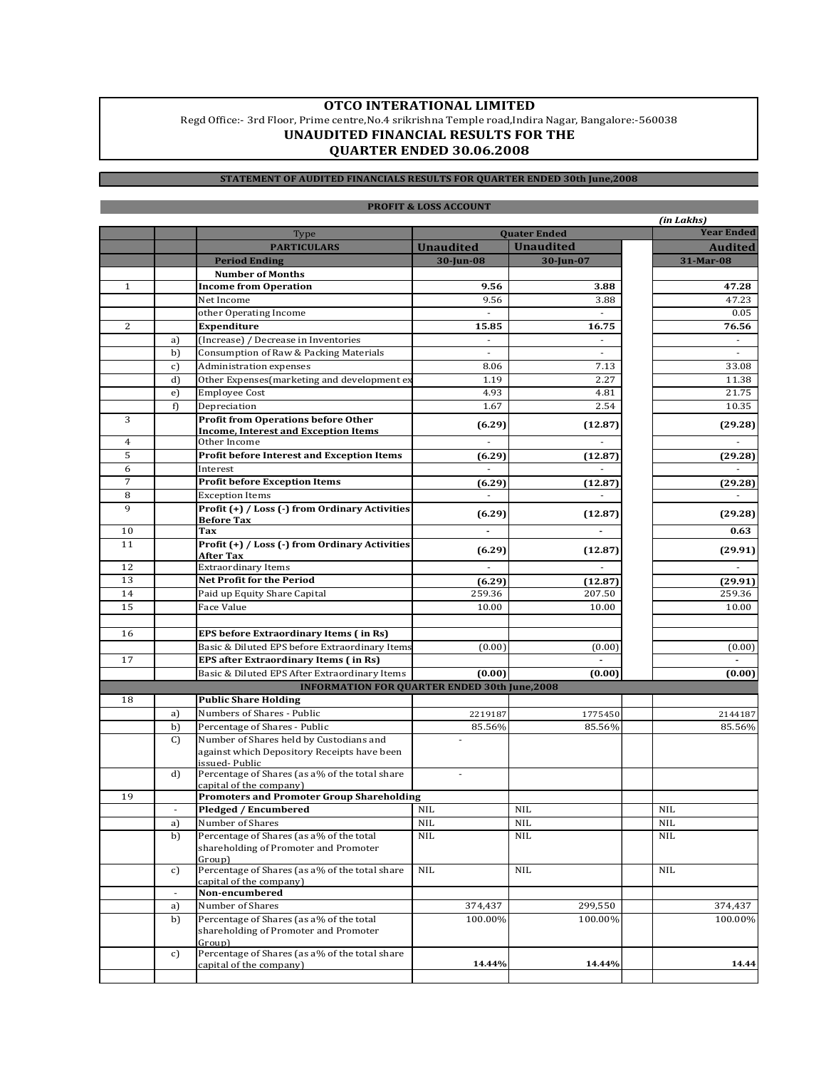# OTCO INTERATIONAL LIMITED

Regd Office:- 3rd Floor, Prime centre,No.4 srikrishna Temple road,Indira Nagar, Bangalore:-560038

## UNAUDITED FINANCIAL RESULTS FOR THE QUARTER ENDED 30.06.2008

**STATEMENT OF AUDITED FINANCIALS RESULTS FOR QUARTER ENDED 30th June,2008**

**PROFIT & LOSS ACCOUNT**

*(in Lakhs)*

| | | Type | Quater Ended | | | Year Ended |
|---|---|---|---|---|---|---|
| | | **PARTICULARS** | **Unaudited** | **Unaudited** | | **Audited** |
| | | **Period Ending** | **30-Jun-08** | **30-Jun-07** | | **31-Mar-08** |
| | | **Number of Months** | | | | |
| 1 | | **Income from Operation** | **9.56** | **3.88** | | **47.28** |
| | | Net Income | 9.56 | 3.88 | | 47.23 |
| | | other Operating Income | - | - | | 0.05 |
| 2 | | **Expenditure** | **15.85** | **16.75** | | **76.56** |
| | a) | (Increase) / Decrease in Inventories | - | - | | - |
| | b) | Consumption of Raw & Packing Materials | - | - | | - |
| | c) | Administration expenses | 8.06 | 7.13 | | 33.08 |
| | d) | Other Expenses(marketing and development ex | 1.19 | 2.27 | | 11.38 |
| | e) | Employee Cost | 4.93 | 4.81 | | 21.75 |
| | f) | Depreciation | 1.67 | 2.54 | | 10.35 |
| 3 | | **Profit from Operations before Other Income, Interest and Exception Items** | **(6.29)** | **(12.87)** | | **(29.28)** |
| 4 | | Other Income | - | - | | - |
| 5 | | **Profit before Interest and Exception Items** | **(6.29)** | **(12.87)** | | **(29.28)** |
| 6 | | Interest | - | - | | - |
| 7 | | **Profit before Exception Items** | **(6.29)** | **(12.87)** | | **(29.28)** |
| 8 | | Exception Items | - | - | | - |
| 9 | | **Profit (+) / Loss (-) from Ordinary Activities Before Tax** | **(6.29)** | **(12.87)** | | **(29.28)** |
| 10 | | **Tax** | **-** | **-** | | **0.63** |
| 11 | | **Profit (+) / Loss (-) from Ordinary Activities After Tax** | **(6.29)** | **(12.87)** | | **(29.91)** |
| 12 | | Extraordinary Items | - | - | | - |
| 13 | | **Net Profit for the Period** | **(6.29)** | **(12.87)** | | **(29.91)** |
| 14 | | Paid up Equity Share Capital | 259.36 | 207.50 | | 259.36 |
| 15 | | Face Value | 10.00 | 10.00 | | 10.00 |
| | | | | | | |
| 16 | | **EPS before Extraordinary Items ( in Rs)** | | | | |
| | | Basic & Diluted EPS before Extraordinary Items | (0.00) | (0.00) | | (0.00) |
| 17 | | **EPS after Extraordinary Items ( in Rs)** | | - | | - |
| | | Basic & Diluted EPS After Extraordinary Items | **(0.00)** | **(0.00)** | | **(0.00)** |
| | | **INFORMATION FOR QUARTER ENDED 30th June,2008** | | | | |
| 18 | | **Public Share Holding** | | | | |
| | a) | Numbers of Shares - Public | 2219187 | 1775450 | | 2144187 |
| | b) | Percentage of Shares - Public | 85.56% | 85.56% | | 85.56% |
| | C) | Number of Shares held by Custodians and against which Depository Receipts have been issued- Public | - | | | |
| | d) | Percentage of Shares (as a% of the total share capital of the company) | - | | | |
| 19 | | **Promoters and Promoter Group Shareholding** | | | | |
| | - | **Pledged / Encumbered** | NIL | NIL | | NIL |
| | a) | Number of Shares | NIL | NIL | | NIL |
| | b) | Percentage of Shares (as a% of the total shareholding of Promoter and Promoter Group) | NIL | NIL | | NIL |
| | c) | Percentage of Shares (as a% of the total share capital of the company) | NIL | NIL | | NIL |
| | - | **Non-encumbered** | | | | |
| | a) | Number of Shares | 374,437 | 299,550 | | 374,437 |
| | b) | Percentage of Shares (as a% of the total shareholding of Promoter and Promoter Group) | 100.00% | 100.00% | | 100.00% |
| | c) | Percentage of Shares (as a% of the total share capital of the company) | **14.44%** | **14.44%** | | **14.44** |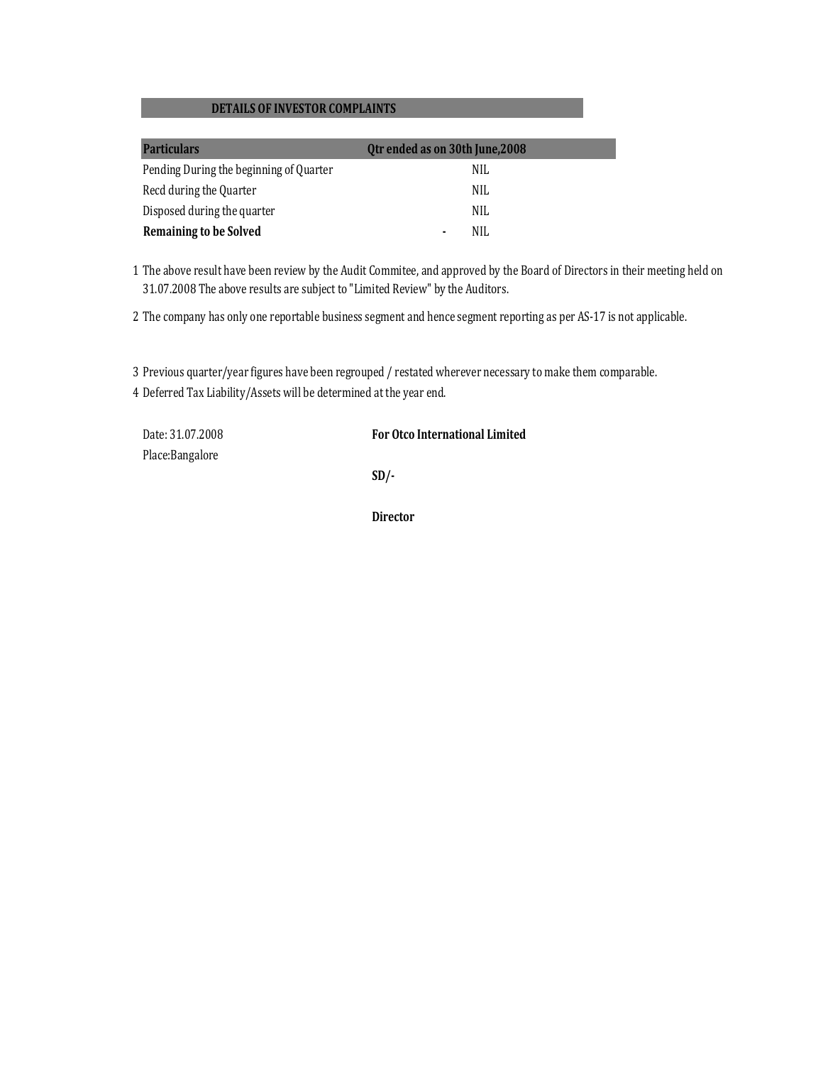## DETAILS OF INVESTOR COMPLAINTS

| Particulars | | Qtr ended as on 30th June,2008 |
|---|---|---|
| Pending During the beginning of Quarter | | NIL |
| Recd during the Quarter | | NIL |
| Disposed during the quarter | | NIL |
| **Remaining to be Solved** | - | NIL |

1 The above result have been review by the Audit Commitee, and approved by the Board of Directors in their meeting held on 31.07.2008 The above results are subject to "Limited Review" by the Auditors.

2 The company has only one reportable business segment and hence segment reporting as per AS-17 is not applicable.

3 Previous quarter/year figures have been regrouped / restated wherever necessary to make them comparable.

4 Deferred Tax Liability/Assets will be determined at the year end.

Date: 31.07.2008
Place:Bangalore

**For Otco International Limited**

**SD/-**

**Director**